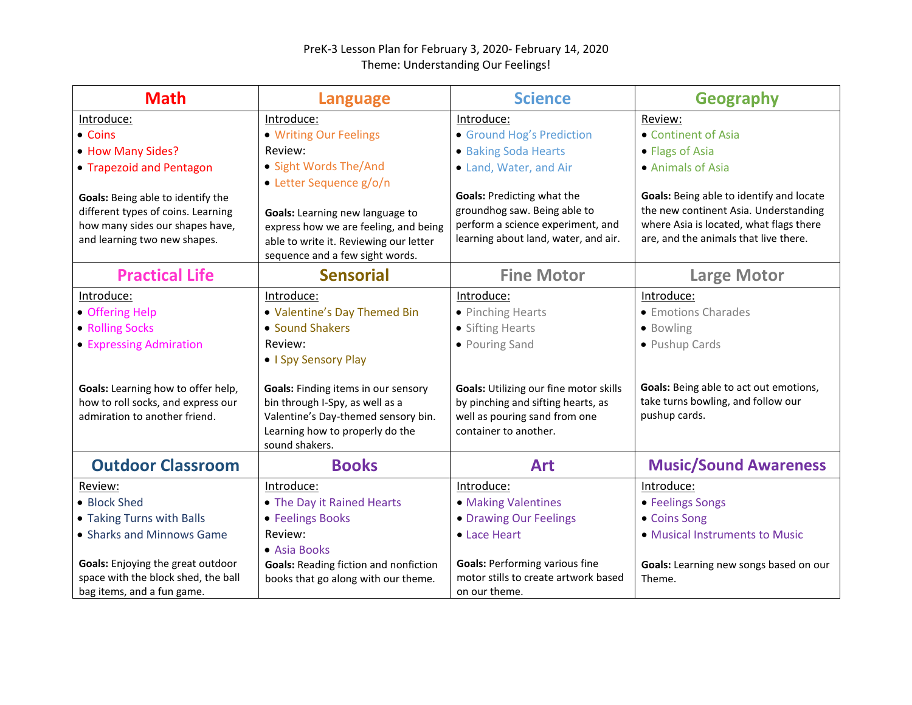PreK-3 Lesson Plan for February 3, 2020- February 14, 2020

Theme: Understanding Our Feelings!

| Math | Language | Science | Geography |
|---|---|---|---|
| Introduce:<br>• Coins<br>• How Many Sides?<br>• Trapezoid and Pentagon<br><br>**Goals:** Being able to identify the different types of coins. Learning how many sides our shapes have, and learning two new shapes. | Introduce:<br>• Writing Our Feelings<br>Review:<br>• Sight Words The/And<br>• Letter Sequence g/o/n<br><br>**Goals:** Learning new language to express how we are feeling, and being able to write it. Reviewing our letter sequence and a few sight words. | Introduce:<br>• Ground Hog's Prediction<br>• Baking Soda Hearts<br>• Land, Water, and Air<br><br>**Goals:** Predicting what the groundhog saw. Being able to perform a science experiment, and learning about land, water, and air. | Review:<br>• Continent of Asia<br>• Flags of Asia<br>• Animals of Asia<br><br>**Goals:** Being able to identify and locate the new continent Asia. Understanding where Asia is located, what flags there are, and the animals that live there. |
| **Practical Life** | **Sensorial** | **Fine Motor** | **Large Motor** |
| Introduce:<br>• Offering Help<br>• Rolling Socks<br>• Expressing Admiration<br><br>**Goals:** Learning how to offer help, how to roll socks, and express our admiration to another friend. | Introduce:<br>• Valentine's Day Themed Bin<br>• Sound Shakers<br>Review:<br>• I Spy Sensory Play<br><br>**Goals:** Finding items in our sensory bin through I-Spy, as well as a Valentine's Day-themed sensory bin. Learning how to properly do the sound shakers. | Introduce:<br>• Pinching Hearts<br>• Sifting Hearts<br>• Pouring Sand<br><br>**Goals:** Utilizing our fine motor skills by pinching and sifting hearts, as well as pouring sand from one container to another. | Introduce:<br>• Emotions Charades<br>• Bowling<br>• Pushup Cards<br><br>**Goals:** Being able to act out emotions, take turns bowling, and follow our pushup cards. |
| **Outdoor Classroom** | **Books** | **Art** | **Music/Sound Awareness** |
| Review:<br>• Block Shed<br>• Taking Turns with Balls<br>• Sharks and Minnows Game<br><br>**Goals:** Enjoying the great outdoor space with the block shed, the ball bag items, and a fun game. | Introduce:<br>• The Day it Rained Hearts<br>• Feelings Books<br>Review:<br>• Asia Books<br>**Goals:** Reading fiction and nonfiction books that go along with our theme. | Introduce:<br>• Making Valentines<br>• Drawing Our Feelings<br>• Lace Heart<br><br>**Goals:** Performing various fine motor stills to create artwork based on our theme. | Introduce:<br>• Feelings Songs<br>• Coins Song<br>• Musical Instruments to Music<br><br>**Goals:** Learning new songs based on our Theme. |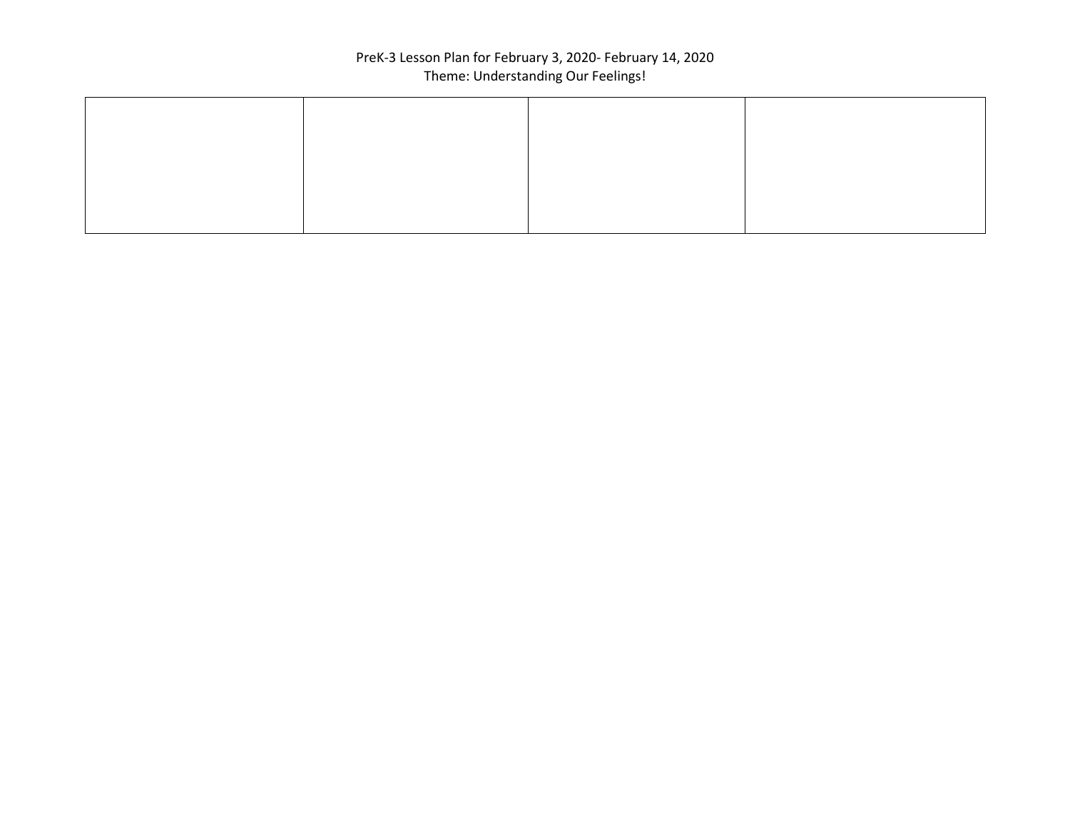PreK-3 Lesson Plan for February 3, 2020- February 14, 2020

Theme: Understanding Our Feelings!

| | | | |
|---|---|---|---|
| | | | |